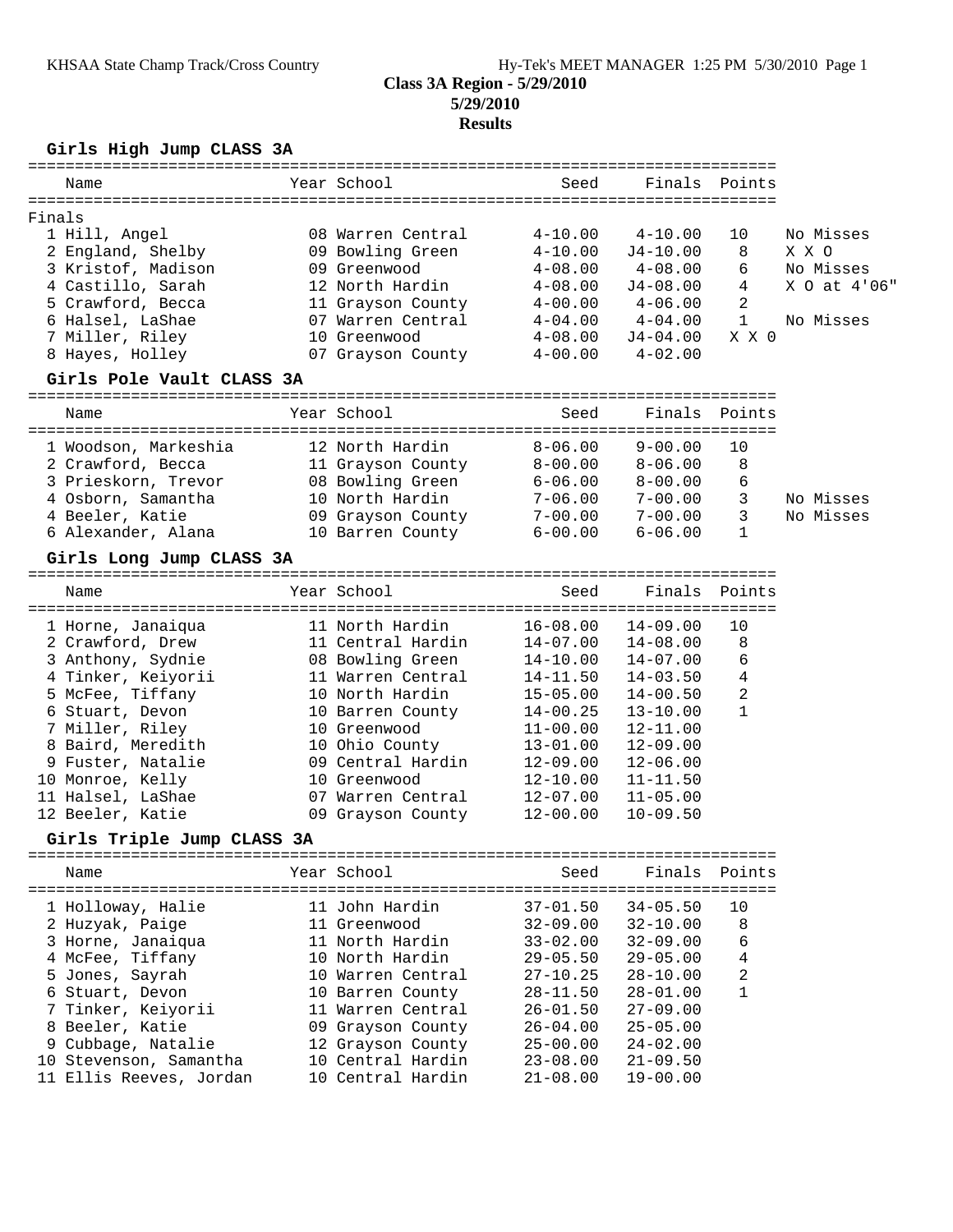**Class 3A Region - 5/29/2010**
**5/29/2010**
**Results**

### Girls High Jump CLASS 3A

Finals

| Place | Name | Year | School | Seed | Finals | Points | |
|---|---|---|---|---|---|---|---|
| 1 | Hill, Angel | 08 | Warren Central | 4-10.00 | 4-10.00 | 10 | No Misses |
| 2 | England, Shelby | 09 | Bowling Green | 4-10.00 | J4-10.00 | 8 | X X O |
| 3 | Kristof, Madison | 09 | Greenwood | 4-08.00 | 4-08.00 | 6 | No Misses |
| 4 | Castillo, Sarah | 12 | North Hardin | 4-08.00 | J4-08.00 | 4 | X O at 4'06" |
| 5 | Crawford, Becca | 11 | Grayson County | 4-00.00 | 4-06.00 | 2 | |
| 6 | Halsel, LaShae | 07 | Warren Central | 4-04.00 | 4-04.00 | 1 | No Misses |
| 7 | Miller, Riley | 10 | Greenwood | 4-08.00 | J4-04.00 | X X O | |
| 8 | Hayes, Holley | 07 | Grayson County | 4-00.00 | 4-02.00 | | |

### Girls Pole Vault CLASS 3A

| Place | Name | Year | School | Seed | Finals | Points | |
|---|---|---|---|---|---|---|---|
| 1 | Woodson, Markeshia | 12 | North Hardin | 8-06.00 | 9-00.00 | 10 | |
| 2 | Crawford, Becca | 11 | Grayson County | 8-00.00 | 8-06.00 | 8 | |
| 3 | Prieskorn, Trevor | 08 | Bowling Green | 6-06.00 | 8-00.00 | 6 | |
| 4 | Osborn, Samantha | 10 | North Hardin | 7-06.00 | 7-00.00 | 3 | No Misses |
| 4 | Beeler, Katie | 09 | Grayson County | 7-00.00 | 7-00.00 | 3 | No Misses |
| 6 | Alexander, Alana | 10 | Barren County | 6-00.00 | 6-06.00 | 1 | |

### Girls Long Jump CLASS 3A

| Place | Name | Year | School | Seed | Finals | Points |
|---|---|---|---|---|---|---|
| 1 | Horne, Janaiqua | 11 | North Hardin | 16-08.00 | 14-09.00 | 10 |
| 2 | Crawford, Drew | 11 | Central Hardin | 14-07.00 | 14-08.00 | 8 |
| 3 | Anthony, Sydnie | 08 | Bowling Green | 14-10.00 | 14-07.00 | 6 |
| 4 | Tinker, Keiyorii | 11 | Warren Central | 14-11.50 | 14-03.50 | 4 |
| 5 | McFee, Tiffany | 10 | North Hardin | 15-05.00 | 14-00.50 | 2 |
| 6 | Stuart, Devon | 10 | Barren County | 14-00.25 | 13-10.00 | 1 |
| 7 | Miller, Riley | 10 | Greenwood | 11-00.00 | 12-11.00 | |
| 8 | Baird, Meredith | 10 | Ohio County | 13-01.00 | 12-09.00 | |
| 9 | Fuster, Natalie | 09 | Central Hardin | 12-09.00 | 12-06.00 | |
| 10 | Monroe, Kelly | 10 | Greenwood | 12-10.00 | 11-11.50 | |
| 11 | Halsel, LaShae | 07 | Warren Central | 12-07.00 | 11-05.00 | |
| 12 | Beeler, Katie | 09 | Grayson County | 12-00.00 | 10-09.50 | |

### Girls Triple Jump CLASS 3A

| Place | Name | Year | School | Seed | Finals | Points |
|---|---|---|---|---|---|---|
| 1 | Holloway, Halie | 11 | John Hardin | 37-01.50 | 34-05.50 | 10 |
| 2 | Huzyak, Paige | 11 | Greenwood | 32-09.00 | 32-10.00 | 8 |
| 3 | Horne, Janaiqua | 11 | North Hardin | 33-02.00 | 32-09.00 | 6 |
| 4 | McFee, Tiffany | 10 | North Hardin | 29-05.50 | 29-05.00 | 4 |
| 5 | Jones, Sayrah | 10 | Warren Central | 27-10.25 | 28-10.00 | 2 |
| 6 | Stuart, Devon | 10 | Barren County | 28-11.50 | 28-01.00 | 1 |
| 7 | Tinker, Keiyorii | 11 | Warren Central | 26-01.50 | 27-09.00 | |
| 8 | Beeler, Katie | 09 | Grayson County | 26-04.00 | 25-05.00 | |
| 9 | Cubbage, Natalie | 12 | Grayson County | 25-00.00 | 24-02.00 | |
| 10 | Stevenson, Samantha | 10 | Central Hardin | 23-08.00 | 21-09.50 | |
| 11 | Ellis Reeves, Jordan | 10 | Central Hardin | 21-08.00 | 19-00.00 | |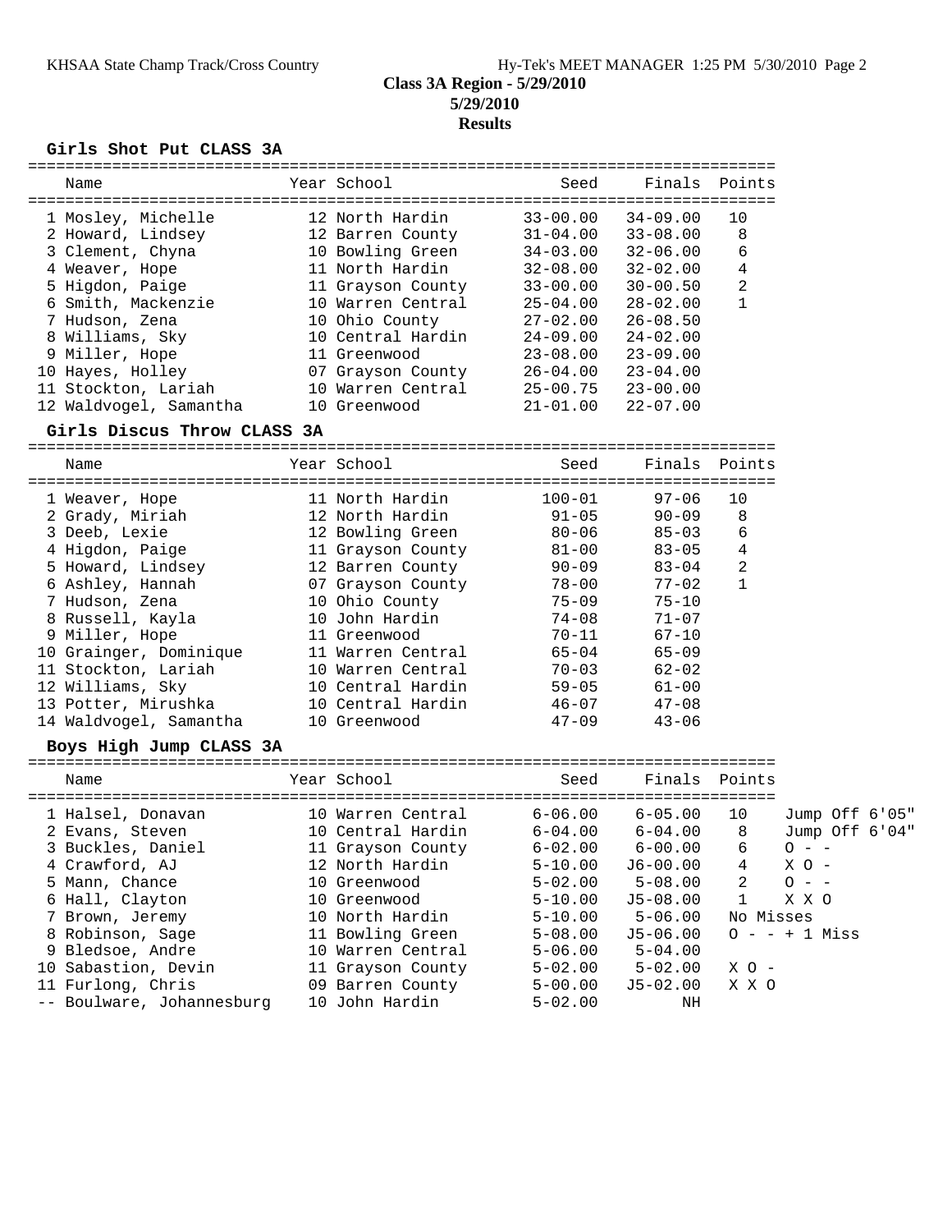# Class 3A Region - 5/29/2010

**5/29/2010**

**Results**

### Girls Shot Put CLASS 3A

| Name | Year | School | Seed | Finals | Points |
|---|---|---|---|---|---|
| 1 Mosley, Michelle | 12 | North Hardin | 33-00.00 | 34-09.00 | 10 |
| 2 Howard, Lindsey | 12 | Barren County | 31-04.00 | 33-08.00 | 8 |
| 3 Clement, Chyna | 10 | Bowling Green | 34-03.00 | 32-06.00 | 6 |
| 4 Weaver, Hope | 11 | North Hardin | 32-08.00 | 32-02.00 | 4 |
| 5 Higdon, Paige | 11 | Grayson County | 33-00.00 | 30-00.50 | 2 |
| 6 Smith, Mackenzie | 10 | Warren Central | 25-04.00 | 28-02.00 | 1 |
| 7 Hudson, Zena | 10 | Ohio County | 27-02.00 | 26-08.50 | |
| 8 Williams, Sky | 10 | Central Hardin | 24-09.00 | 24-02.00 | |
| 9 Miller, Hope | 11 | Greenwood | 23-08.00 | 23-09.00 | |
| 10 Hayes, Holley | 07 | Grayson County | 26-04.00 | 23-04.00 | |
| 11 Stockton, Lariah | 10 | Warren Central | 25-00.75 | 23-00.00 | |
| 12 Waldvogel, Samantha | 10 | Greenwood | 21-01.00 | 22-07.00 | |

### Girls Discus Throw CLASS 3A

| Name | Year | School | Seed | Finals | Points |
|---|---|---|---|---|---|
| 1 Weaver, Hope | 11 | North Hardin | 100-01 | 97-06 | 10 |
| 2 Grady, Miriah | 12 | North Hardin | 91-05 | 90-09 | 8 |
| 3 Deeb, Lexie | 12 | Bowling Green | 80-06 | 85-03 | 6 |
| 4 Higdon, Paige | 11 | Grayson County | 81-00 | 83-05 | 4 |
| 5 Howard, Lindsey | 12 | Barren County | 90-09 | 83-04 | 2 |
| 6 Ashley, Hannah | 07 | Grayson County | 78-00 | 77-02 | 1 |
| 7 Hudson, Zena | 10 | Ohio County | 75-09 | 75-10 | |
| 8 Russell, Kayla | 10 | John Hardin | 74-08 | 71-07 | |
| 9 Miller, Hope | 11 | Greenwood | 70-11 | 67-10 | |
| 10 Grainger, Dominique | 11 | Warren Central | 65-04 | 65-09 | |
| 11 Stockton, Lariah | 10 | Warren Central | 70-03 | 62-02 | |
| 12 Williams, Sky | 10 | Central Hardin | 59-05 | 61-00 | |
| 13 Potter, Mirushka | 10 | Central Hardin | 46-07 | 47-08 | |
| 14 Waldvogel, Samantha | 10 | Greenwood | 47-09 | 43-06 | |

### Boys High Jump CLASS 3A

| Name | Year | School | Seed | Finals | Points | |
|---|---|---|---|---|---|---|
| 1 Halsel, Donavan | 10 | Warren Central | 6-06.00 | 6-05.00 | 10 | Jump Off 6'05" |
| 2 Evans, Steven | 10 | Central Hardin | 6-04.00 | 6-04.00 | 8 | Jump Off 6'04" |
| 3 Buckles, Daniel | 11 | Grayson County | 6-02.00 | 6-00.00 | 6 | O - - |
| 4 Crawford, AJ | 12 | North Hardin | 5-10.00 | J6-00.00 | 4 | X O - |
| 5 Mann, Chance | 10 | Greenwood | 5-02.00 | 5-08.00 | 2 | O - - |
| 6 Hall, Clayton | 10 | Greenwood | 5-10.00 | J5-08.00 | 1 | X X O |
| 7 Brown, Jeremy | 10 | North Hardin | 5-10.00 | 5-06.00 | | No Misses |
| 8 Robinson, Sage | 11 | Bowling Green | 5-08.00 | J5-06.00 | | O - - + 1 Miss |
| 9 Bledsoe, Andre | 10 | Warren Central | 5-06.00 | 5-04.00 | | |
| 10 Sabastion, Devin | 11 | Grayson County | 5-02.00 | 5-02.00 | | X O - |
| 11 Furlong, Chris | 09 | Barren County | 5-00.00 | J5-02.00 | | X X O |
| -- Boulware, Johannesburg | 10 | John Hardin | 5-02.00 | NH | | |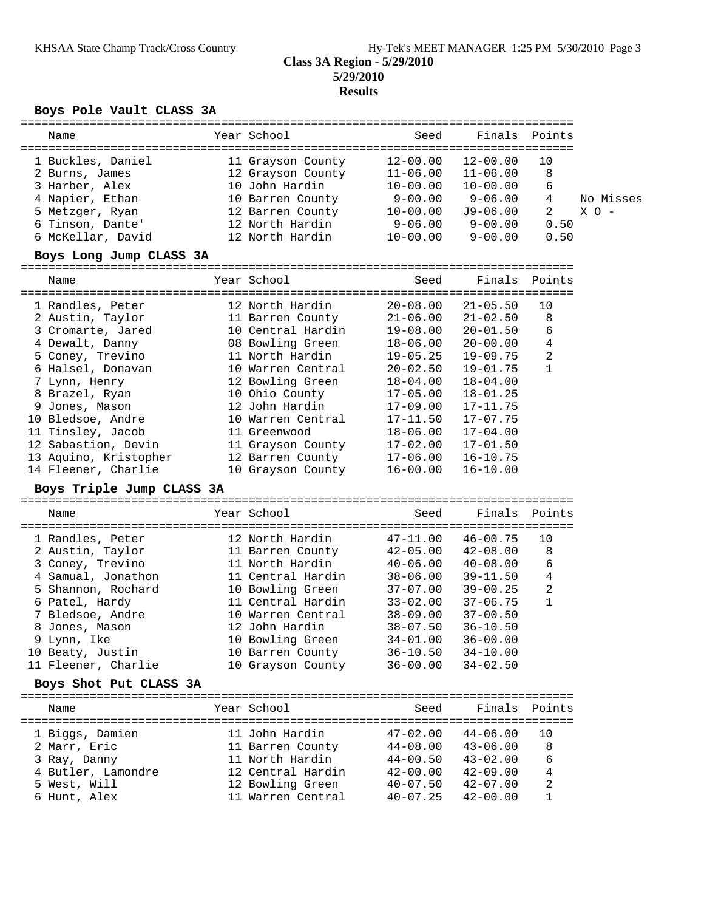## Class 3A Region - 5/29/2010

**5/29/2010**

**Results**

### Boys Pole Vault CLASS 3A

| Name | Year | School | Seed | Finals | Points | |
|---|---|---|---|---|---|---|
| 1 Buckles, Daniel | 11 | Grayson County | 12-00.00 | 12-00.00 | 10 | |
| 2 Burns, James | 12 | Grayson County | 11-06.00 | 11-06.00 | 8 | |
| 3 Harber, Alex | 10 | John Hardin | 10-00.00 | 10-00.00 | 6 | |
| 4 Napier, Ethan | 10 | Barren County | 9-00.00 | 9-06.00 | 4 | No Misses |
| 5 Metzger, Ryan | 12 | Barren County | 10-00.00 | J9-06.00 | 2 | X O - |
| 6 Tinson, Dante' | 12 | North Hardin | 9-06.00 | 9-00.00 | 0.50 | |
| 6 McKellar, David | 12 | North Hardin | 10-00.00 | 9-00.00 | 0.50 | |

### Boys Long Jump CLASS 3A

| Name | Year | School | Seed | Finals | Points |
|---|---|---|---|---|---|
| 1 Randles, Peter | 12 | North Hardin | 20-08.00 | 21-05.50 | 10 |
| 2 Austin, Taylor | 11 | Barren County | 21-06.00 | 21-02.50 | 8 |
| 3 Cromarte, Jared | 10 | Central Hardin | 19-08.00 | 20-01.50 | 6 |
| 4 Dewalt, Danny | 08 | Bowling Green | 18-06.00 | 20-00.00 | 4 |
| 5 Coney, Trevino | 11 | North Hardin | 19-05.25 | 19-09.75 | 2 |
| 6 Halsel, Donavan | 10 | Warren Central | 20-02.50 | 19-01.75 | 1 |
| 7 Lynn, Henry | 12 | Bowling Green | 18-04.00 | 18-04.00 | |
| 8 Brazel, Ryan | 10 | Ohio County | 17-05.00 | 18-01.25 | |
| 9 Jones, Mason | 12 | John Hardin | 17-09.00 | 17-11.75 | |
| 10 Bledsoe, Andre | 10 | Warren Central | 17-11.50 | 17-07.75 | |
| 11 Tinsley, Jacob | 11 | Greenwood | 18-06.00 | 17-04.00 | |
| 12 Sabastion, Devin | 11 | Grayson County | 17-02.00 | 17-01.50 | |
| 13 Aquino, Kristopher | 12 | Barren County | 17-06.00 | 16-10.75 | |
| 14 Fleener, Charlie | 10 | Grayson County | 16-00.00 | 16-10.00 | |

### Boys Triple Jump CLASS 3A

| Name | Year | School | Seed | Finals | Points |
|---|---|---|---|---|---|
| 1 Randles, Peter | 12 | North Hardin | 47-11.00 | 46-00.75 | 10 |
| 2 Austin, Taylor | 11 | Barren County | 42-05.00 | 42-08.00 | 8 |
| 3 Coney, Trevino | 11 | North Hardin | 40-06.00 | 40-08.00 | 6 |
| 4 Samual, Jonathon | 11 | Central Hardin | 38-06.00 | 39-11.50 | 4 |
| 5 Shannon, Rochard | 10 | Bowling Green | 37-07.00 | 39-00.25 | 2 |
| 6 Patel, Hardy | 11 | Central Hardin | 33-02.00 | 37-06.75 | 1 |
| 7 Bledsoe, Andre | 10 | Warren Central | 38-09.00 | 37-00.50 | |
| 8 Jones, Mason | 12 | John Hardin | 38-07.50 | 36-10.50 | |
| 9 Lynn, Ike | 10 | Bowling Green | 34-01.00 | 36-00.00 | |
| 10 Beaty, Justin | 10 | Barren County | 36-10.50 | 34-10.00 | |
| 11 Fleener, Charlie | 10 | Grayson County | 36-00.00 | 34-02.50 | |

### Boys Shot Put CLASS 3A

| Name | Year | School | Seed | Finals | Points |
|---|---|---|---|---|---|
| 1 Biggs, Damien | 11 | John Hardin | 47-02.00 | 44-06.00 | 10 |
| 2 Marr, Eric | 11 | Barren County | 44-08.00 | 43-06.00 | 8 |
| 3 Ray, Danny | 11 | North Hardin | 44-00.50 | 43-02.00 | 6 |
| 4 Butler, Lamondre | 12 | Central Hardin | 42-00.00 | 42-09.00 | 4 |
| 5 West, Will | 12 | Bowling Green | 40-07.50 | 42-07.00 | 2 |
| 6 Hunt, Alex | 11 | Warren Central | 40-07.25 | 42-00.00 | 1 |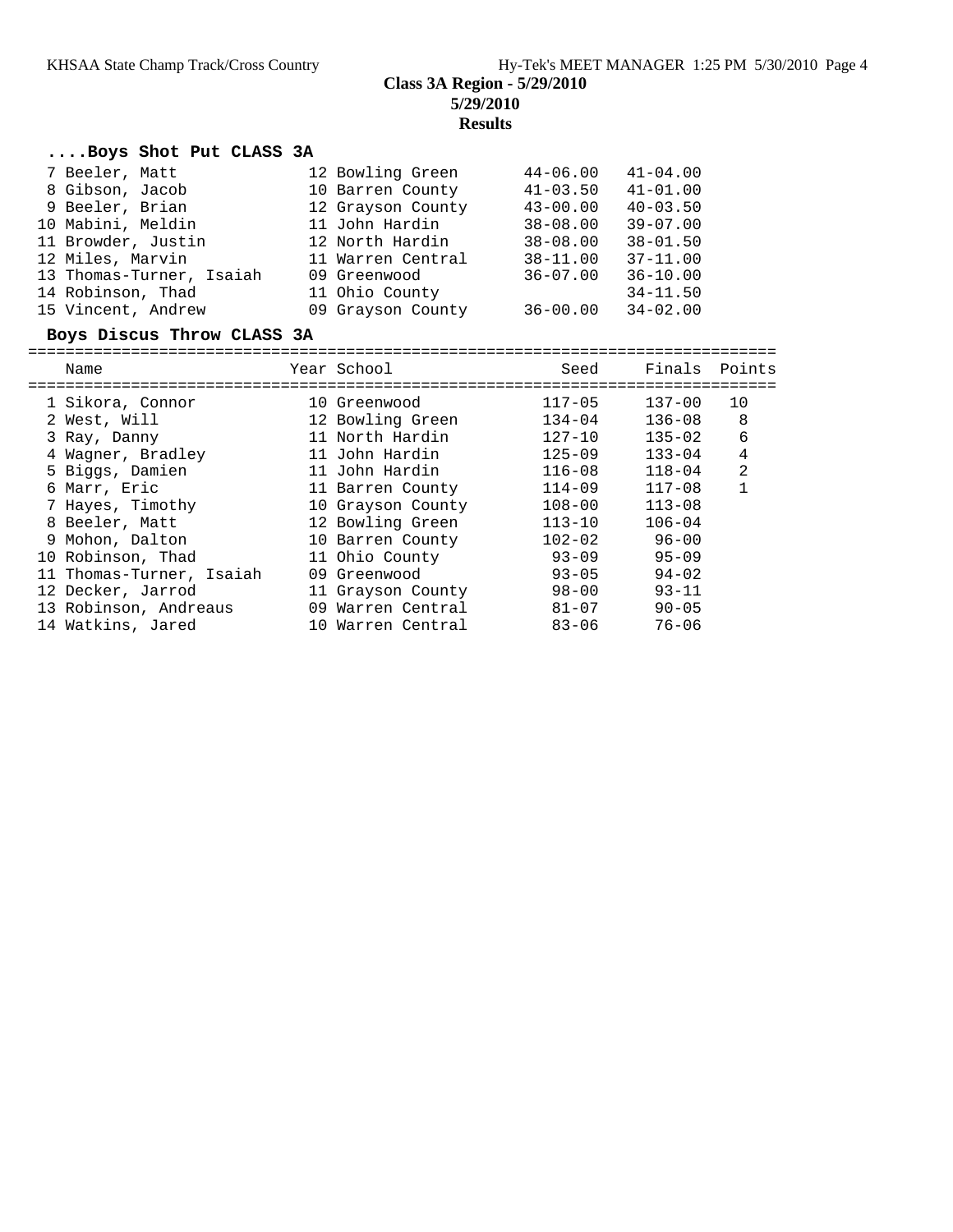**Class 3A Region - 5/29/2010**
**5/29/2010**
**Results**

### ....Boys Shot Put CLASS 3A

| | Name | Year | School | Seed | Finals |
|---|---|---|---|---|---|
| 7 | Beeler, Matt | 12 | Bowling Green | 44-06.00 | 41-04.00 |
| 8 | Gibson, Jacob | 10 | Barren County | 41-03.50 | 41-01.00 |
| 9 | Beeler, Brian | 12 | Grayson County | 43-00.00 | 40-03.50 |
| 10 | Mabini, Meldin | 11 | John Hardin | 38-08.00 | 39-07.00 |
| 11 | Browder, Justin | 12 | North Hardin | 38-08.00 | 38-01.50 |
| 12 | Miles, Marvin | 11 | Warren Central | 38-11.00 | 37-11.00 |
| 13 | Thomas-Turner, Isaiah | 09 | Greenwood | 36-07.00 | 36-10.00 |
| 14 | Robinson, Thad | 11 | Ohio County | | 34-11.50 |
| 15 | Vincent, Andrew | 09 | Grayson County | 36-00.00 | 34-02.00 |

### Boys Discus Throw CLASS 3A

| | Name | Year | School | Seed | Finals | Points |
|---|---|---|---|---|---|---|
| 1 | Sikora, Connor | 10 | Greenwood | 117-05 | 137-00 | 10 |
| 2 | West, Will | 12 | Bowling Green | 134-04 | 136-08 | 8 |
| 3 | Ray, Danny | 11 | North Hardin | 127-10 | 135-02 | 6 |
| 4 | Wagner, Bradley | 11 | John Hardin | 125-09 | 133-04 | 4 |
| 5 | Biggs, Damien | 11 | John Hardin | 116-08 | 118-04 | 2 |
| 6 | Marr, Eric | 11 | Barren County | 114-09 | 117-08 | 1 |
| 7 | Hayes, Timothy | 10 | Grayson County | 108-00 | 113-08 | |
| 8 | Beeler, Matt | 12 | Bowling Green | 113-10 | 106-04 | |
| 9 | Mohon, Dalton | 10 | Barren County | 102-02 | 96-00 | |
| 10 | Robinson, Thad | 11 | Ohio County | 93-09 | 95-09 | |
| 11 | Thomas-Turner, Isaiah | 09 | Greenwood | 93-05 | 94-02 | |
| 12 | Decker, Jarrod | 11 | Grayson County | 98-00 | 93-11 | |
| 13 | Robinson, Andreaus | 09 | Warren Central | 81-07 | 90-05 | |
| 14 | Watkins, Jared | 10 | Warren Central | 83-06 | 76-06 | |